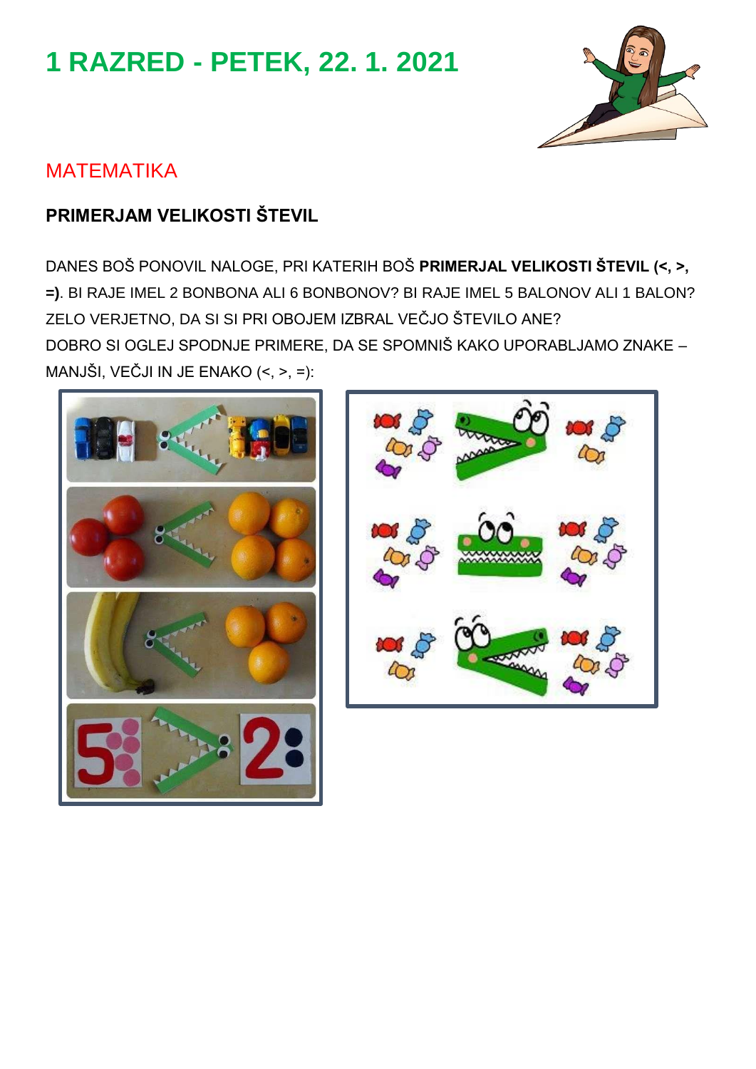# 1 RAZRED - PETEK, 22. 1. 2021

## MATEMATIKA

### PRIMERJAM VELIKOSTI ŠTEVIL

DANES BOŠ PONOVIL NALOGE, PRI KATERIH BOŠ **PRIMERJAL VELIKOSTI ŠTEVIL (<, >, =)**. BI RAJE IMEL 2 BONBONA ALI 6 BONBONOV? BI RAJE IMEL 5 BALONOV ALI 1 BALON? ZELO VERJETNO, DA SI SI PRI OBOJEM IZBRAL VEČJO ŠTEVILO ANE?

DOBRO SI OGLEJ SPODNJE PRIMERE, DA SE SPOMNIŠ KAKO UPORABLJAMO ZNAKE – MANJŠI, VEČJI IN JE ENAKO (<, >, =):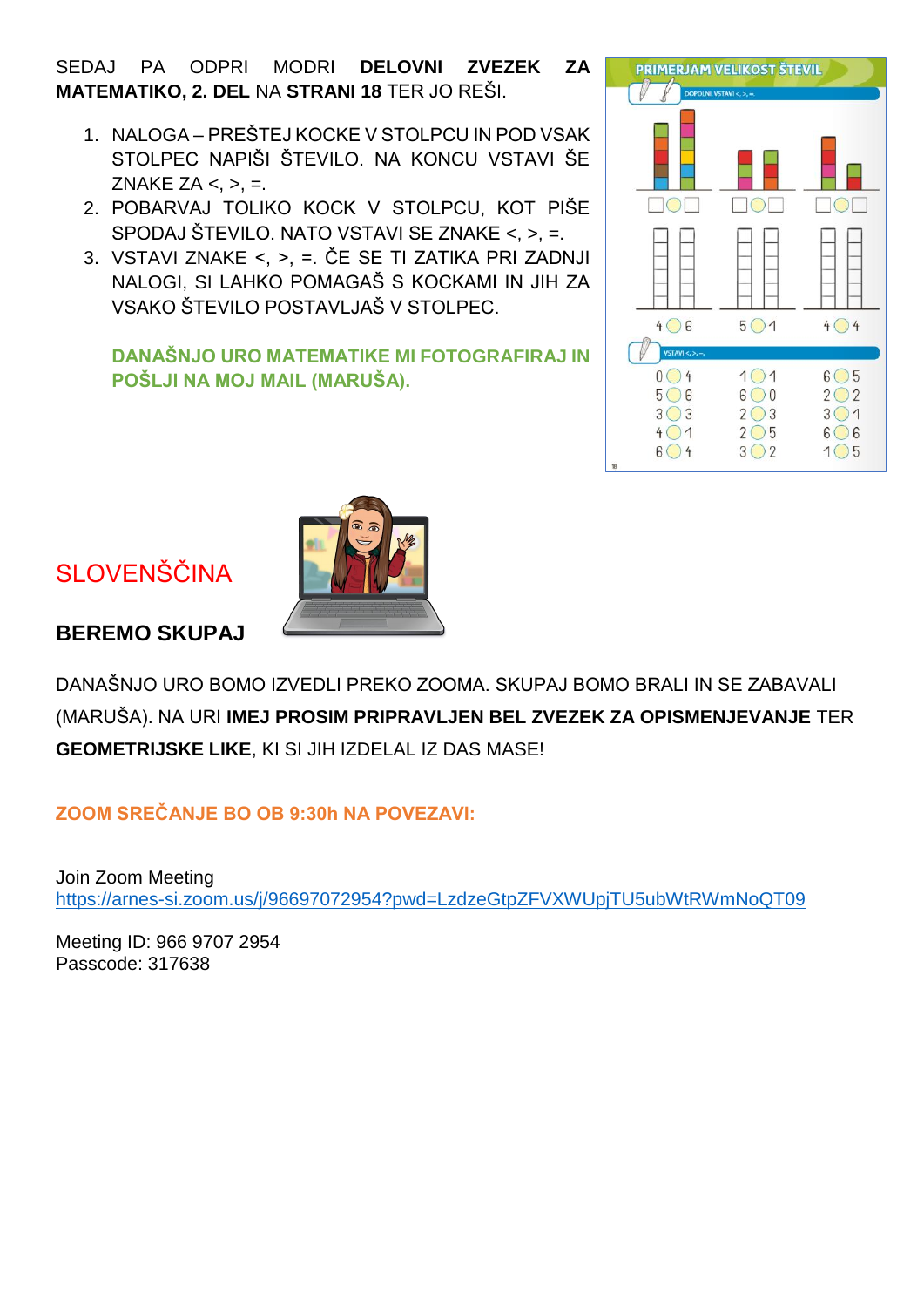SEDAJ PA ODPRI MODRI **DELOVNI ZVEZEK ZA MATEMATIKO, 2. DEL** NA **STRANI 18** TER JO REŠI.

1. NALOGA – PREŠTEJ KOCKE V STOLPCU IN POD VSAK STOLPEC NAPIŠI ŠTEVILO. NA KONCU VSTAVI ŠE ZNAKE ZA <, >, =.
2. POBARVAJ TOLIKO KOCK V STOLPCU, KOT PIŠE SPODAJ ŠTEVILO. NATO VSTAVI SE ZNAKE <, >, =.
3. VSTAVI ZNAKE <, >, =. ČE SE TI ZATIKA PRI ZADNJI NALOGI, SI LAHKO POMAGAŠ S KOCKAMI IN JIH ZA VSAKO ŠTEVILO POSTAVLJAŠ V STOLPEC.

**DANAŠNJO URO MATEMATIKE MI FOTOGRAFIRAJ IN POŠLJI NA MOJ MAIL (MARUŠA).**

## SLOVENŠČINA

### BEREMO SKUPAJ

DANAŠNJO URO BOMO IZVEDLI PREKO ZOOMA. SKUPAJ BOMO BRALI IN SE ZABAVALI (MARUŠA). NA URI **IMEJ PROSIM PRIPRAVLJEN BEL ZVEZEK ZA OPISMENJEVANJE** TER **GEOMETRIJSKE LIKE**, KI SI JIH IZDELAL IZ DAS MASE!

**ZOOM SREČANJE BO OB 9:30h NA POVEZAVI:**

Join Zoom Meeting
https://arnes-si.zoom.us/j/96697072954?pwd=LzdzeGtpZFVXWUpjTU5ubWtRWmNoQT09

Meeting ID: 966 9707 2954
Passcode: 317638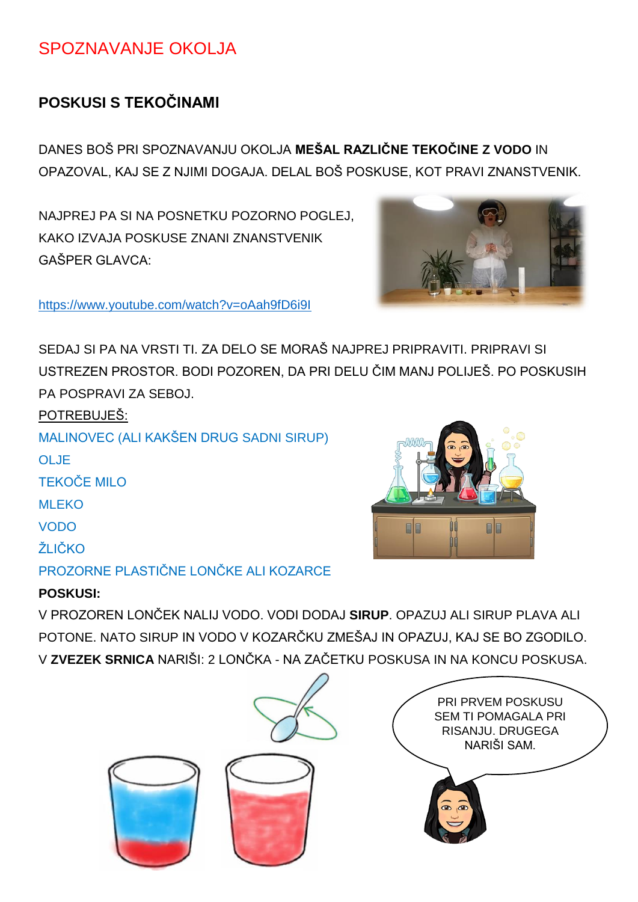SPOZNAVANJE OKOLJA

## POSKUSI S TEKOČINAMI

DANES BOŠ PRI SPOZNAVANJU OKOLJA **MEŠAL RAZLIČNE TEKOČINE Z VODO** IN OPAZOVAL, KAJ SE Z NJIMI DOGAJA. DELAL BOŠ POSKUSE, KOT PRAVI ZNANSTVENIK.

NAJPREJ PA SI NA POSNETKU POZORNO POGLEJ, KAKO IZVAJA POSKUSE ZNANI ZNANSTVENIK GAŠPER GLAVCA:

https://www.youtube.com/watch?v=oAah9fD6i9I

SEDAJ SI PA NA VRSTI TI. ZA DELO SE MORAŠ NAJPREJ PRIPRAVITI. PRIPRAVI SI USTREZEN PROSTOR. BODI POZOREN, DA PRI DELU ČIM MANJ POLIJEŠ. PO POSKUSIH PA POSPRAVI ZA SEBOJ.

POTREBUJEŠ:

MALINOVEC (ALI KAKŠEN DRUG SADNI SIRUP)
OLJE
TEKOČE MILO
MLEKO
VODO
ŽLIČKO
PROZORNE PLASTIČNE LONČKE ALI KOZARCE

**POSKUSI:**

V PROZOREN LONČEK NALIJ VODO. VODI DODAJ **SIRUP**. OPAZUJ ALI SIRUP PLAVA ALI POTONE. NATO SIRUP IN VODO V KOZARČKU ZMEŠAJ IN OPAZUJ, KAJ SE BO ZGODILO. V **ZVEZEK SRNICA** NARIŠI: 2 LONČKA - NA ZAČETKU POSKUSA IN NA KONCU POSKUSA.

PRI PRVEM POSKUSU SEM TI POMAGALA PRI RISANJU. DRUGEGA NARIŠI SAM.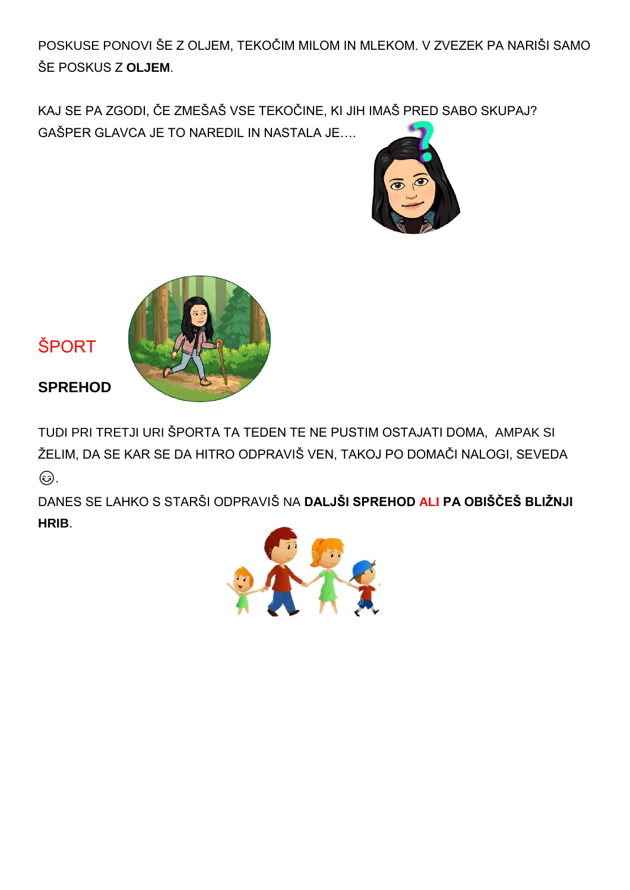POSKUSE PONOVI ŠE Z OLJEM, TEKOČIM MILOM IN MLEKOM. V ZVEZEK PA NARIŠI SAMO ŠE POSKUS Z **OLJEM**.

KAJ SE PA ZGODI, ČE ZMEŠAŠ VSE TEKOČINE, KI JIH IMAŠ PRED SABO SKUPAJ? GAŠPER GLAVCA JE TO NAREDIL IN NASTALA JE….

## ŠPORT

**SPREHOD**

TUDI PRI TRETJI URI ŠPORTA TA TEDEN TE NE PUSTIM OSTAJATI DOMA, AMPAK SI ŽELIM, DA SE KAR SE DA HITRO ODPRAVIŠ VEN, TAKOJ PO DOMAČI NALOGI, SEVEDA 😋.

DANES SE LAHKO S STARŠI ODPRAVIŠ NA **DALJŠI SPREHOD** ALI **PA OBIŠČEŠ BLIŽNJI HRIB**.